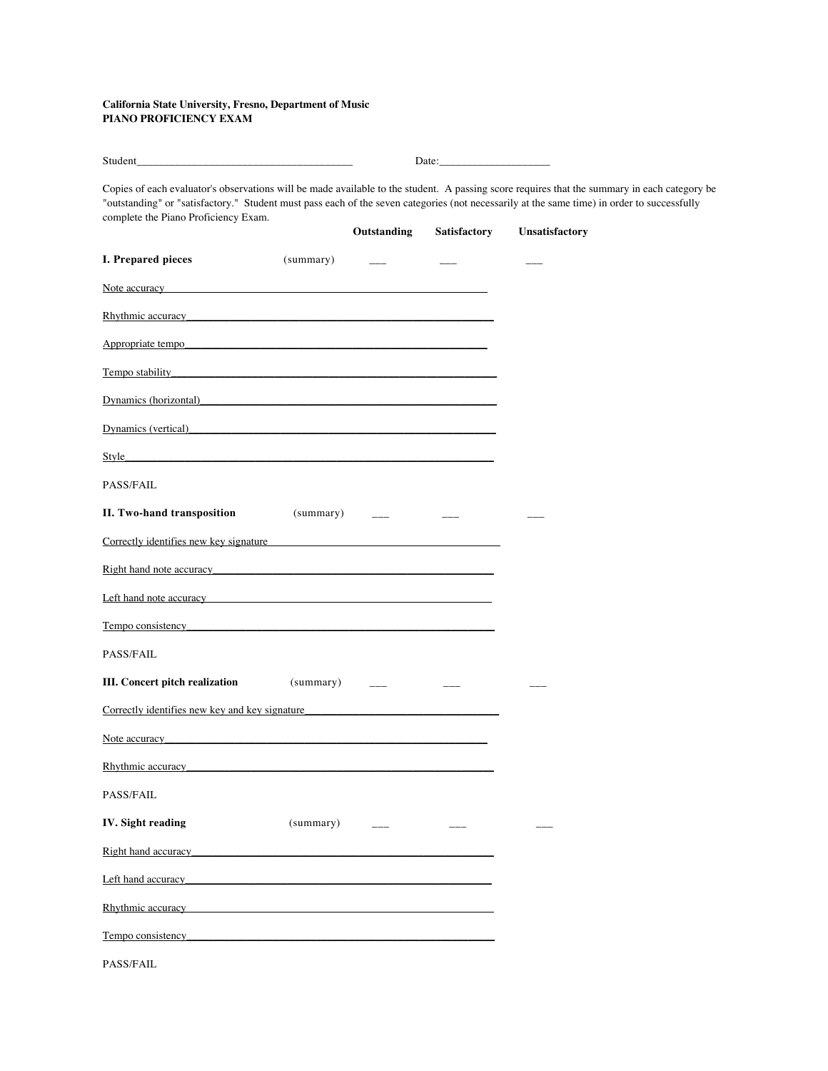**California State University, Fresno, Department of Music**
**PIANO PROFICIENCY EXAM**

Student_______________________________________ Date:____________________

Copies of each evaluator's observations will be made available to the student. A passing score requires that the summary in each category be "outstanding" or "satisfactory." Student must pass each of the seven categories (not necessarily at the same time) in order to successfully complete the Piano Proficiency Exam.

| | | Outstanding | Satisfactory | Unsatisfactory |
|---|---|---|---|---|
| **I. Prepared pieces** | (summary) | ___ | ___ | ___ |

Note accuracy____________________________________________________________

Rhythmic accuracy________________________________________________________

Appropriate tempo________________________________________________________

Tempo stability__________________________________________________________

Dynamics (horizontal)_____________________________________________________

Dynamics (vertical)_______________________________________________________

Style_________________________________________________________________

PASS/FAIL

| | | Outstanding | Satisfactory | Unsatisfactory |
|---|---|---|---|---|
| **II. Two-hand transposition** | (summary) | ___ | ___ | ___ |

Correctly identifies new key signature_______________________________________

Right hand note accuracy__________________________________________________

Left hand note accuracy___________________________________________________

Tempo consistency_______________________________________________________

PASS/FAIL

| | | Outstanding | Satisfactory | Unsatisfactory |
|---|---|---|---|---|
| **III. Concert pitch realization** | (summary) | ___ | ___ | ___ |

Correctly identifies new key and key signature_________________________________

Note accuracy___________________________________________________________

Rhythmic accuracy_______________________________________________________

PASS/FAIL

| | | Outstanding | Satisfactory | Unsatisfactory |
|---|---|---|---|---|
| **IV. Sight reading** | (summary) | ___ | ___ | ___ |

Right hand accuracy______________________________________________________

Left hand accuracy_______________________________________________________

Rhythmic accuracy_______________________________________________________

Tempo consistency_______________________________________________________

PASS/FAIL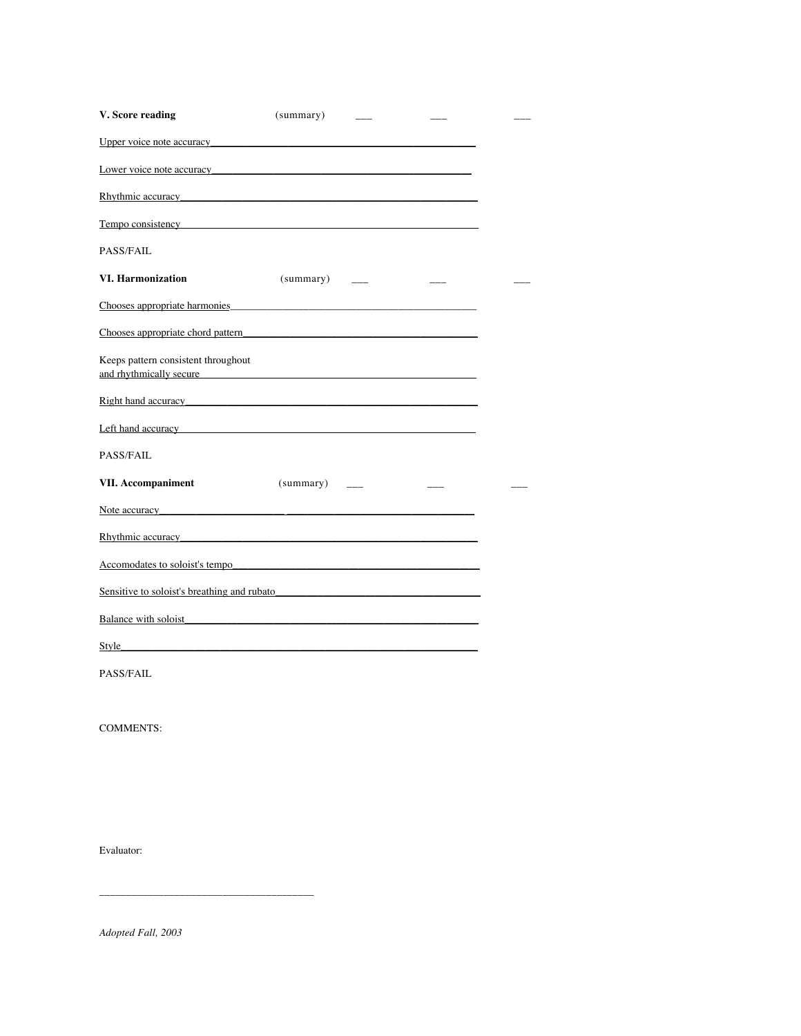**V. Score reading** (summary) ___ ___ ___

Upper voice note accuracy________________________________________________

Lower voice note accuracy________________________________________________

Rhythmic accuracy_______________________________________________________

Tempo consistency_______________________________________________________

PASS/FAIL

**VI. Harmonization** (summary) ___ ___ ___

Chooses appropriate harmonies____________________________________________

Chooses appropriate chord pattern_________________________________________

Keeps pattern consistent throughout
and rhythmically secure__________________________________________________

Right hand accuracy______________________________________________________

Left hand accuracy_______________________________________________________

PASS/FAIL

**VII. Accompaniment** (summary) ___ ___ ___

Note accuracy__________________________________________________________

Rhythmic accuracy_______________________________________________________

Accomodates to soloist's tempo____________________________________________

Sensitive to soloist's breathing and rubato__________________________________

Balance with soloist_____________________________________________________

Style_________________________________________________________________

PASS/FAIL

COMMENTS:

Evaluator:

_______________________________________

*Adopted Fall, 2003*